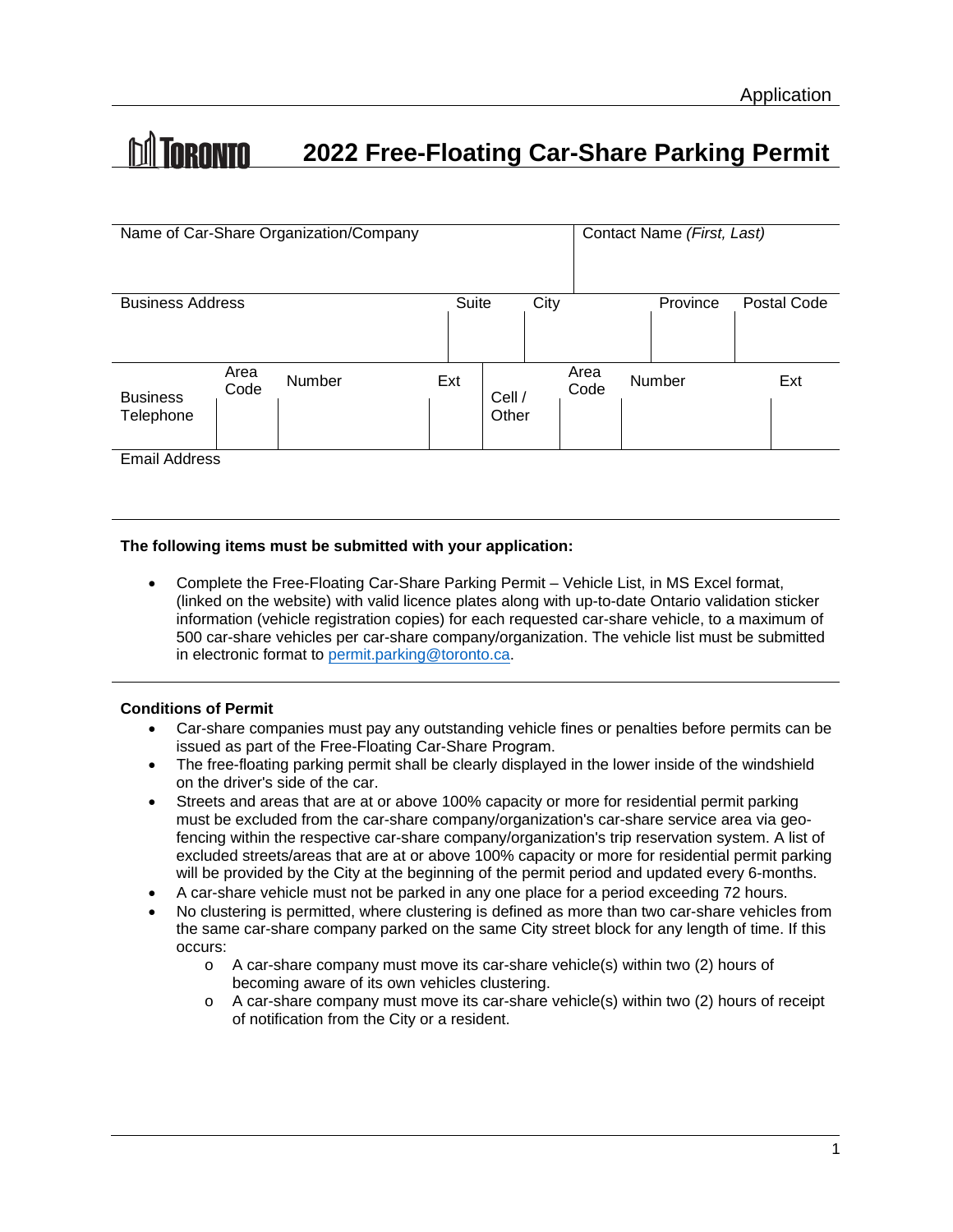Application

# TORONTO 2022 Free-Floating Car-Share Parking Permit

| Name of Car-Share Organization/Company | | | | | | Contact Name *(First, Last)* | | |
|---|---|---|---|---|---|---|---|---|
| | | | | | | | | |
| Business Address | | | Suite | | City | | Province | Postal Code |
| | | | | | | | | |
| Business Telephone | Area Code | Number | Ext | Cell / Other | Area Code | Number | | Ext |
| Email Address | | | | | | | | |

**The following items must be submitted with your application:**

- Complete the Free-Floating Car-Share Parking Permit – Vehicle List, in MS Excel format, (linked on the website) with valid licence plates along with up-to-date Ontario validation sticker information (vehicle registration copies) for each requested car-share vehicle, to a maximum of 500 car-share vehicles per car-share company/organization. The vehicle list must be submitted in electronic format to permit.parking@toronto.ca.

**Conditions of Permit**

- Car-share companies must pay any outstanding vehicle fines or penalties before permits can be issued as part of the Free-Floating Car-Share Program.
- The free-floating parking permit shall be clearly displayed in the lower inside of the windshield on the driver's side of the car.
- Streets and areas that are at or above 100% capacity or more for residential permit parking must be excluded from the car-share company/organization's car-share service area via geo-fencing within the respective car-share company/organization's trip reservation system. A list of excluded streets/areas that are at or above 100% capacity or more for residential permit parking will be provided by the City at the beginning of the permit period and updated every 6-months.
- A car-share vehicle must not be parked in any one place for a period exceeding 72 hours.
- No clustering is permitted, where clustering is defined as more than two car-share vehicles from the same car-share company parked on the same City street block for any length of time. If this occurs:
  - A car-share company must move its car-share vehicle(s) within two (2) hours of becoming aware of its own vehicles clustering.
  - A car-share company must move its car-share vehicle(s) within two (2) hours of receipt of notification from the City or a resident.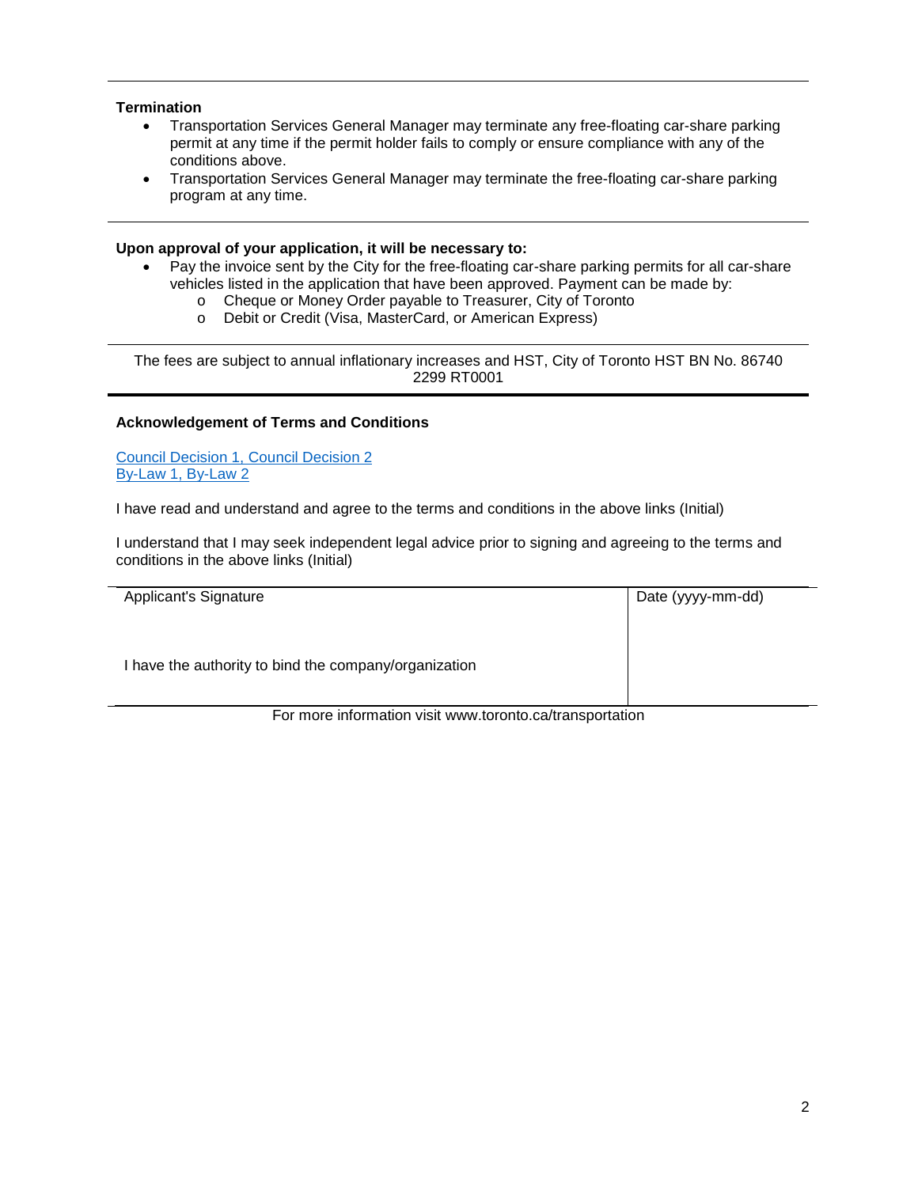**Termination**

- Transportation Services General Manager may terminate any free-floating car-share parking permit at any time if the permit holder fails to comply or ensure compliance with any of the conditions above.
- Transportation Services General Manager may terminate the free-floating car-share parking program at any time.

**Upon approval of your application, it will be necessary to:**

- Pay the invoice sent by the City for the free-floating car-share parking permits for all car-share vehicles listed in the application that have been approved. Payment can be made by:
  - Cheque or Money Order payable to Treasurer, City of Toronto
  - Debit or Credit (Visa, MasterCard, or American Express)

The fees are subject to annual inflationary increases and HST, City of Toronto HST BN No. 86740 2299 RT0001

**Acknowledgement of Terms and Conditions**

Council Decision 1, Council Decision 2
By-Law 1, By-Law 2

I have read and understand and agree to the terms and conditions in the above links (Initial)

I understand that I may seek independent legal advice prior to signing and agreeing to the terms and conditions in the above links (Initial)

| | |
|---|---|
| Applicant's Signature<br><br>I have the authority to bind the company/organization | Date (yyyy-mm-dd) |

For more information visit www.toronto.ca/transportation